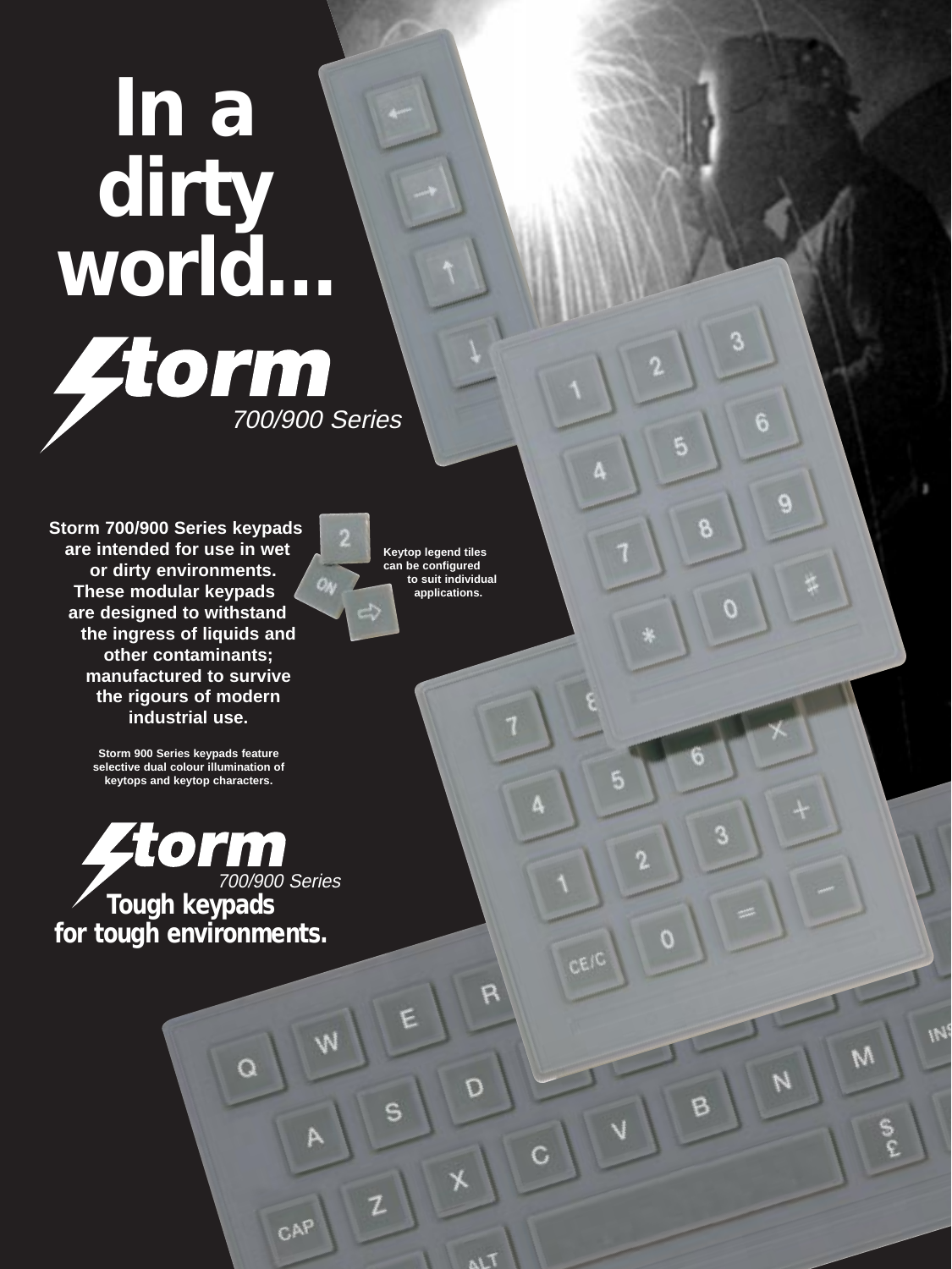# In a dirty world...

## Storm

*700/900 Series*

**Storm 700/900 Series keypads are intended for use in wet or dirty environments. These modular keypads are designed to withstand the ingress of liquids and other contaminants; manufactured to survive the rigours of modern industrial use.**

**Keytop legend tiles can be configured to suit individual applications.**

**Storm 900 Series keypads feature selective dual colour illumination of keytops and keytop characters.**

## Storm

*700/900 Series*

**Tough keypads for tough environments.**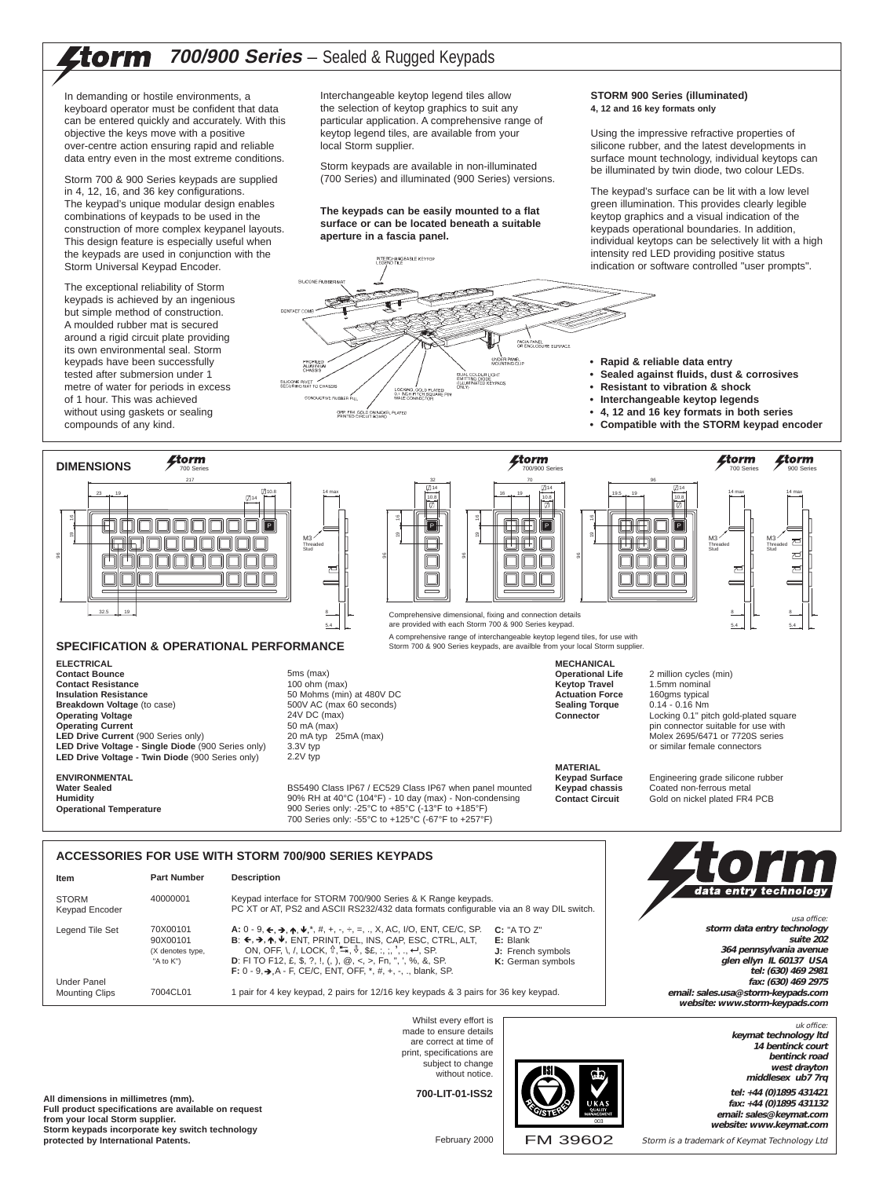# Storm 700/900 Series – Sealed & Rugged Keypads

In demanding or hostile environments, a keyboard operator must be confident that data can be entered quickly and accurately. With this objective the keys move with a positive over-centre action ensuring rapid and reliable data entry even in the most extreme conditions.

Storm 700 & 900 Series keypads are supplied in 4, 12, 16, and 36 key configurations. The keypad's unique modular design enables combinations of keypads to be used in the construction of more complex keypanel layouts. This design feature is especially useful when the keypads are used in conjunction with the Storm Universal Keypad Encoder.

The exceptional reliability of Storm keypads is achieved by an ingenious but simple method of construction. A moulded rubber mat is secured around a rigid circuit plate providing its own environmental seal. Storm keypads have been successfully tested after submersion under 1 metre of water for periods in excess of 1 hour. This was achieved without using gaskets or sealing compounds of any kind.

Interchangeable keytop legend tiles allow the selection of keytop graphics to suit any particular application. A comprehensive range of keytop legend tiles, are available from your local Storm supplier.

Storm keypads are available in non-illuminated (700 Series) and illuminated (900 Series) versions.

**The keypads can be easily mounted to a flat surface or can be located beneath a suitable aperture in a fascia panel.**

INTERCHANGEABLE KEYTOP LEGEND TILE
SILICONE RUBBER MAT
CONTACT COMB
FACIA PANEL OR ENCLOSURE SURFACE
UNDER PANEL MOUNTING CLIP
PROFILED ALUMINIUM CHASSIS
SILICONE RIVET SECURING MAT TO CHASSIS
CONDUCTIVE RUBBER PILL
LOCKING, GOLD PLATED 0.1 INCH PITCH SQUARE PIN MALE CONNECTOR
DUAL COLOUR LIGHT EMITTING DIODE (ILLUMINATED KEYPADS ONLY)
GRP FR4 GOLD ON NICKEL PLATED PRINTED CIRCUIT BOARD

**STORM 900 Series (illuminated)**
**4, 12 and 16 key formats only**

Using the impressive refractive properties of silicone rubber, and the latest developments in surface mount technology, individual keytops can be illuminated by twin diode, two colour LEDs.

The keypad's surface can be lit with a low level green illumination. This provides clearly legible keytop graphics and a visual indication of the keypads operational boundaries. In addition, individual keytops can be selectively lit with a high intensity red LED providing positive status indication or software controlled "user prompts".

- **Rapid & reliable data entry**
- **Sealed against fluids, dust & corrosives**
- **Resistant to vibration & shock**
- **Interchangeable keytop legends**
- **4, 12 and 16 key formats in both series**
- **Compatible with the STORM keypad encoder**

## DIMENSIONS

Storm 700 Series · Storm 700/900 Series · Storm 700 Series · Storm 900 Series

217 · 23 · 19 · 14 · 10.8 · 16 · 19 · 96 · 32.5 · 19 · 14 max · M3 Threaded Stud · 8 · 5.4 · 32 · 70 · 96 · 19.5

Comprehensive dimensional, fixing and connection details are provided with each Storm 700 & 900 Series keypad.

A comprehensive range of interchangeable keytop legend tiles, for use with Storm 700 & 900 Series keypads, are availble from your local Storm supplier.

## SPECIFICATION & OPERATIONAL PERFORMANCE

| | |
|---|---|
| **ELECTRICAL** | |
| **Contact Bounce** | 5ms (max) |
| **Contact Resistance** | 100 ohm (max) |
| **Insulation Resistance** | 50 Mohms (min) at 480V DC |
| **Breakdown Voltage** (to case) | 500V AC (max 60 seconds) |
| **Operating Voltage** | 24V DC (max) |
| **Operating Current** | 50 mA (max) |
| **LED Drive Current** (900 Series only) | 20 mA typ 25mA (max) |
| **LED Drive Voltage - Single Diode** (900 Series only) | 3.3V typ |
| **LED Drive Voltage - Twin Diode** (900 Series only) | 2.2V typ |
| **ENVIRONMENTAL** | |
| **Water Sealed** | BS5490 Class IP67 / EC529 Class IP67 when panel mounted |
| **Humidity** | 90% RH at 40°C (104°F) - 10 day (max) - Non-condensing |
| **Operational Temperature** | 900 Series only: -25°C to +85°C (-13°F to +185°F)<br>700 Series only: -55°C to +125°C (-67°F to +257°F) |

| | |
|---|---|
| **MECHANICAL** | |
| **Operational Life** | 2 million cycles (min) |
| **Keytop Travel** | 1.5mm nominal |
| **Actuation Force** | 160gms typical |
| **Sealing Torque** | 0.14 - 0.16 Nm |
| **Connector** | Locking 0.1" pitch gold-plated square pin connector suitable for use with Molex 2695/6471 or 7720S series or similar female connectors |
| **MATERIAL** | |
| **Keypad Surface** | Engineering grade silicone rubber |
| **Keypad chassis** | Coated non-ferrous metal |
| **Contact Circuit** | Gold on nickel plated FR4 PCB |

## ACCESSORIES FOR USE WITH STORM 700/900 SERIES KEYPADS

| Item | Part Number | Description |
|---|---|---|
| STORM Keypad Encoder | 40000001 | Keypad interface for STORM 700/900 Series & K Range keypads. PC XT or AT, PS2 and ASCII RS232/432 data formats configurable via an 8 way DIL switch. |
| Legend Tile Set | 70X00101<br>90X00101<br>(X denotes type, "A to K") | **A:** 0 - 9, ←, →, ↑, ↓,*, #, +, -, ÷, =, ., X, AC, I/O, ENT, CE/C, SP.<br>**B**: ←, →, ↑, ↓, ENT, PRINT, DEL, INS, CAP, ESC, CTRL, ALT, ON, OFF, \, /, LOCK, ⇧, ⇆, ⇩, $£, :, ;, ', ., ↵, SP.<br>**D**: FI TO F12, £, $, ?, !, (, ), @, <, >, Fn, ", ', %, &, SP.<br>**F:** 0 - 9, →, A - F, CE/C, ENT, OFF, *, #, +, -, ., blank, SP.<br>**C:** "A TO Z"<br>**E:** Blank<br>**J:** French symbols<br>**K:** German symbols |
| Under Panel Mounting Clips | 7004CL01 | 1 pair for 4 key keypad, 2 pairs for 12/16 key keypads & 3 pairs for 36 key keypad. |

**Storm** *data entry technology*

*usa office:*
***storm data entry technology***
***suite 202***
***364 pennsylvania avenue***
***glen ellyn IL 60137 USA***
***tel: (630) 469 2981***
***fax: (630) 469 2975***
***email: sales.usa@storm-keypads.com***
***website: www.storm-keypads.com***

Whilst every effort is made to ensure details are correct at time of print, specifications are subject to change without notice.

**700-LIT-01-ISS2**

February 2000

FM 39602

*uk office:*
***keymat technology ltd***
***14 bentinck court***
***bentinck road***
***west drayton***
***middlesex ub7 7rq***
***tel: +44 (0)1895 431421***
***fax: +44 (0)1895 431132***
***email: sales@keymat.com***
***website: www.keymat.com***

*Storm is a trademark of Keymat Technology Ltd*

**All dimensions in millimetres (mm).**
**Full product specifications are available on request from your local Storm supplier.**
**Storm keypads incorporate key switch technology protected by International Patents.**